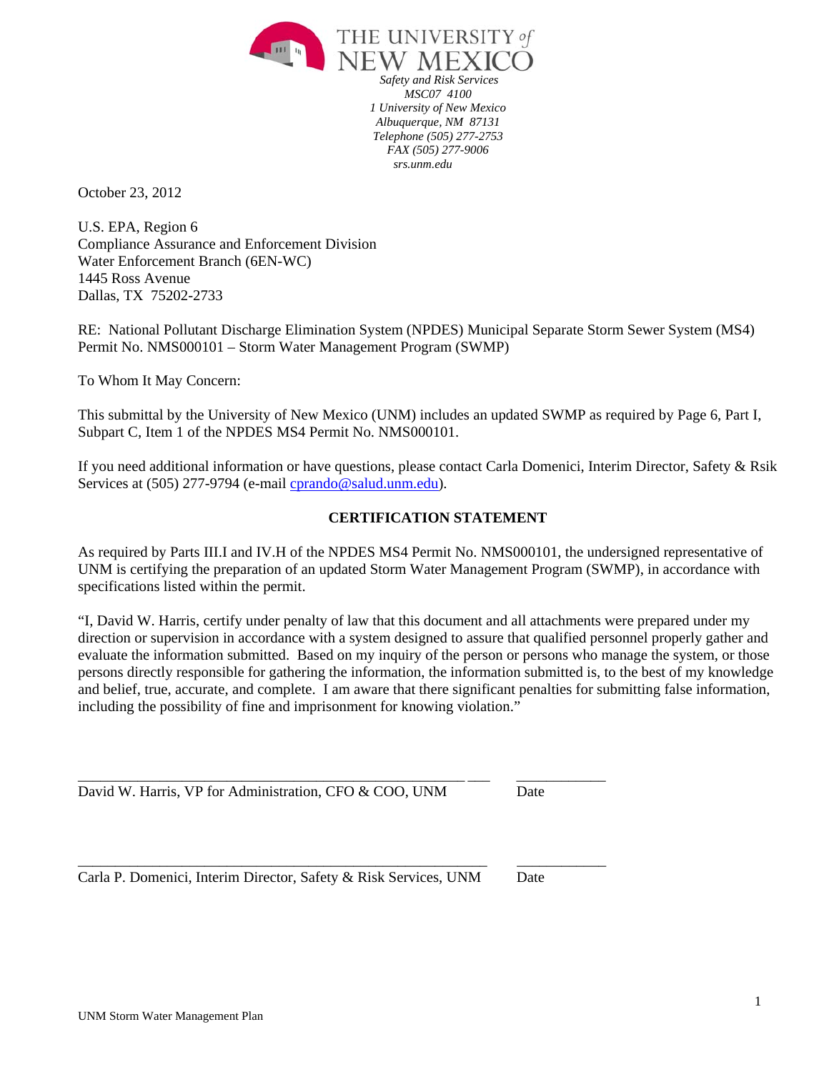THE UNIVERSITY *of* NEW MEXICO

*Safety and Risk Services*
*MSC07 4100*
*1 University of New Mexico*
*Albuquerque, NM 87131*
*Telephone (505) 277-2753*
*FAX (505) 277-9006*
*srs.unm.edu*

October 23, 2012

U.S. EPA, Region 6
Compliance Assurance and Enforcement Division
Water Enforcement Branch (6EN-WC)
1445 Ross Avenue
Dallas, TX 75202-2733

RE: National Pollutant Discharge Elimination System (NPDES) Municipal Separate Storm Sewer System (MS4) Permit No. NMS000101 – Storm Water Management Program (SWMP)

To Whom It May Concern:

This submittal by the University of New Mexico (UNM) includes an updated SWMP as required by Page 6, Part I, Subpart C, Item 1 of the NPDES MS4 Permit No. NMS000101.

If you need additional information or have questions, please contact Carla Domenici, Interim Director, Safety & Rsik Services at (505) 277-9794 (e-mail cprando@salud.unm.edu).

**CERTIFICATION STATEMENT**

As required by Parts III.I and IV.H of the NPDES MS4 Permit No. NMS000101, the undersigned representative of UNM is certifying the preparation of an updated Storm Water Management Program (SWMP), in accordance with specifications listed within the permit.

"I, David W. Harris, certify under penalty of law that this document and all attachments were prepared under my direction or supervision in accordance with a system designed to assure that qualified personnel properly gather and evaluate the information submitted. Based on my inquiry of the person or persons who manage the system, or those persons directly responsible for gathering the information, the information submitted is, to the best of my knowledge and belief, true, accurate, and complete. I am aware that there significant penalties for submitting false information, including the possibility of fine and imprisonment for knowing violation."

______________________________________________________ ___ ____________
David W. Harris, VP for Administration, CFO & COO, UNM Date

_________________________________________________________ ____________
Carla P. Domenici, Interim Director, Safety & Risk Services, UNM Date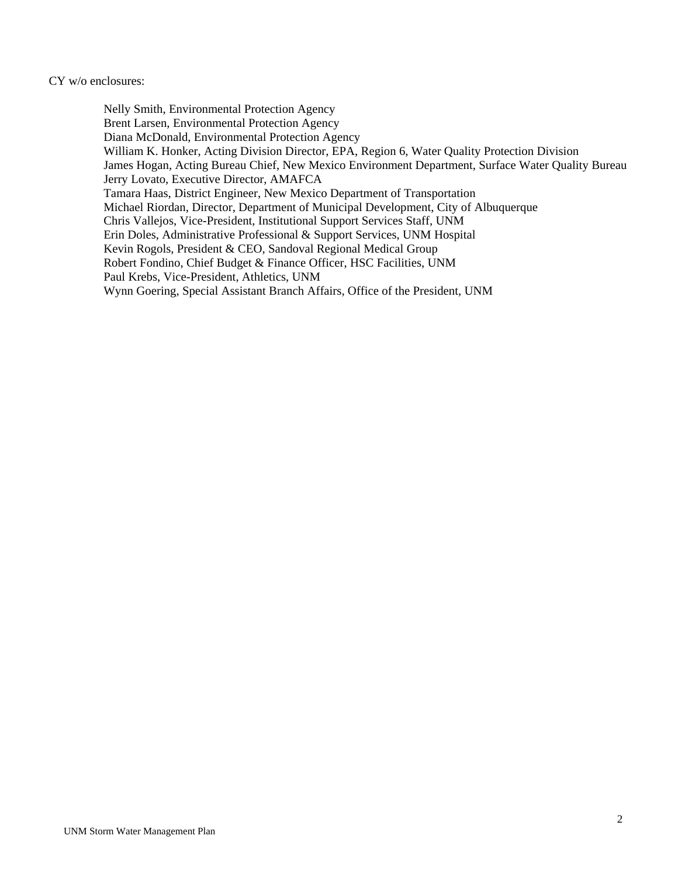CY w/o enclosures:

Nelly Smith, Environmental Protection Agency  
Brent Larsen, Environmental Protection Agency  
Diana McDonald, Environmental Protection Agency  
William K. Honker, Acting Division Director, EPA, Region 6, Water Quality Protection Division  
James Hogan, Acting Bureau Chief, New Mexico Environment Department, Surface Water Quality Bureau  
Jerry Lovato, Executive Director, AMAFCA  
Tamara Haas, District Engineer, New Mexico Department of Transportation  
Michael Riordan, Director, Department of Municipal Development, City of Albuquerque  
Chris Vallejos, Vice-President, Institutional Support Services Staff, UNM  
Erin Doles, Administrative Professional & Support Services, UNM Hospital  
Kevin Rogols, President & CEO, Sandoval Regional Medical Group  
Robert Fondino, Chief Budget & Finance Officer, HSC Facilities, UNM  
Paul Krebs, Vice-President, Athletics, UNM  
Wynn Goering, Special Assistant Branch Affairs, Office of the President, UNM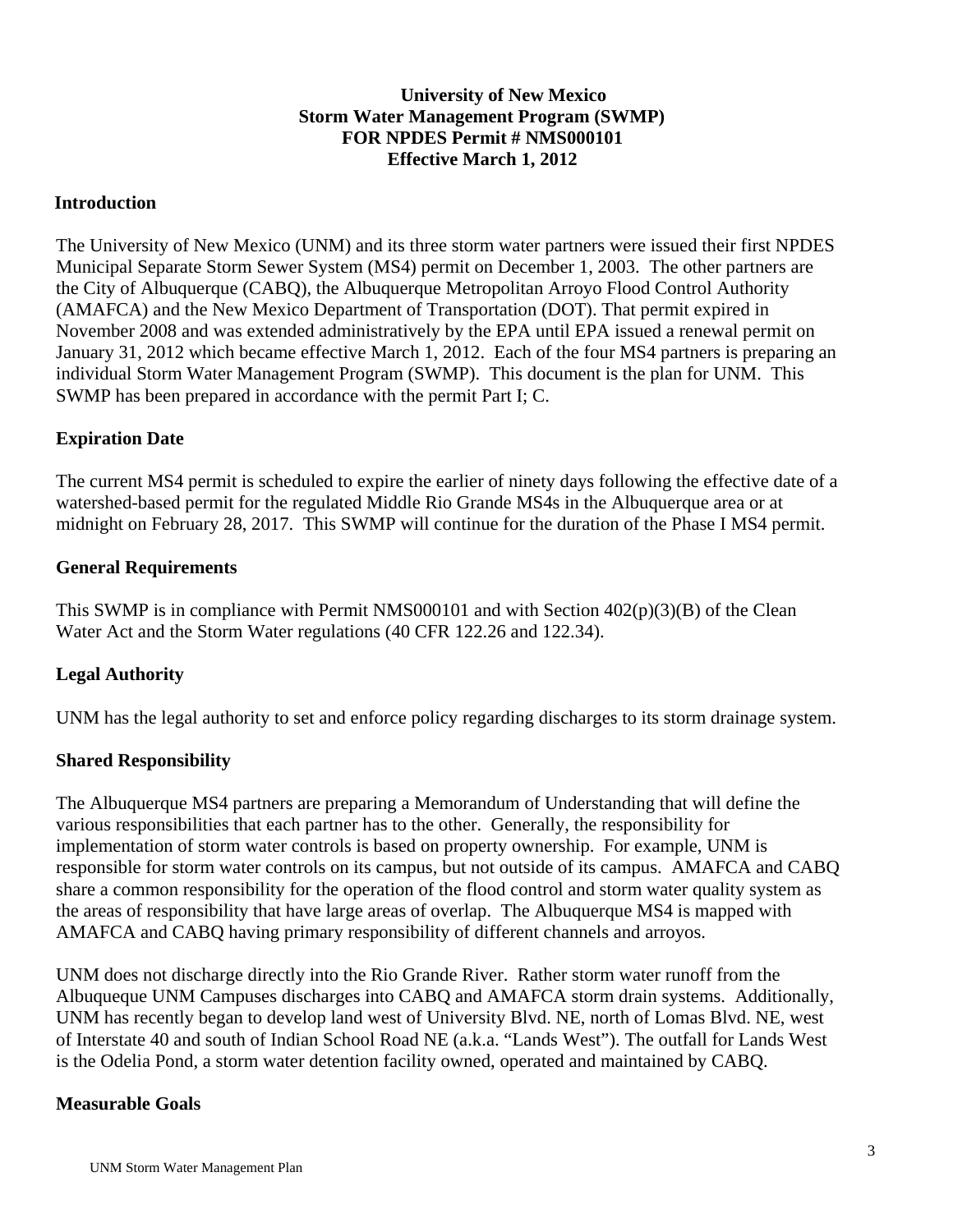**University of New Mexico**
**Storm Water Management Program (SWMP)**
**FOR NPDES Permit # NMS000101**
**Effective March 1, 2012**

## Introduction

The University of New Mexico (UNM) and its three storm water partners were issued their first NPDES Municipal Separate Storm Sewer System (MS4) permit on December 1, 2003. The other partners are the City of Albuquerque (CABQ), the Albuquerque Metropolitan Arroyo Flood Control Authority (AMAFCA) and the New Mexico Department of Transportation (DOT). That permit expired in November 2008 and was extended administratively by the EPA until EPA issued a renewal permit on January 31, 2012 which became effective March 1, 2012. Each of the four MS4 partners is preparing an individual Storm Water Management Program (SWMP). This document is the plan for UNM. This SWMP has been prepared in accordance with the permit Part I; C.

## Expiration Date

The current MS4 permit is scheduled to expire the earlier of ninety days following the effective date of a watershed-based permit for the regulated Middle Rio Grande MS4s in the Albuquerque area or at midnight on February 28, 2017. This SWMP will continue for the duration of the Phase I MS4 permit.

## General Requirements

This SWMP is in compliance with Permit NMS000101 and with Section 402(p)(3)(B) of the Clean Water Act and the Storm Water regulations (40 CFR 122.26 and 122.34).

## Legal Authority

UNM has the legal authority to set and enforce policy regarding discharges to its storm drainage system.

## Shared Responsibility

The Albuquerque MS4 partners are preparing a Memorandum of Understanding that will define the various responsibilities that each partner has to the other. Generally, the responsibility for implementation of storm water controls is based on property ownership. For example, UNM is responsible for storm water controls on its campus, but not outside of its campus. AMAFCA and CABQ share a common responsibility for the operation of the flood control and storm water quality system as the areas of responsibility that have large areas of overlap. The Albuquerque MS4 is mapped with AMAFCA and CABQ having primary responsibility of different channels and arroyos.

UNM does not discharge directly into the Rio Grande River. Rather storm water runoff from the Albuqueque UNM Campuses discharges into CABQ and AMAFCA storm drain systems. Additionally, UNM has recently began to develop land west of University Blvd. NE, north of Lomas Blvd. NE, west of Interstate 40 and south of Indian School Road NE (a.k.a. "Lands West"). The outfall for Lands West is the Odelia Pond, a storm water detention facility owned, operated and maintained by CABQ.

## Measurable Goals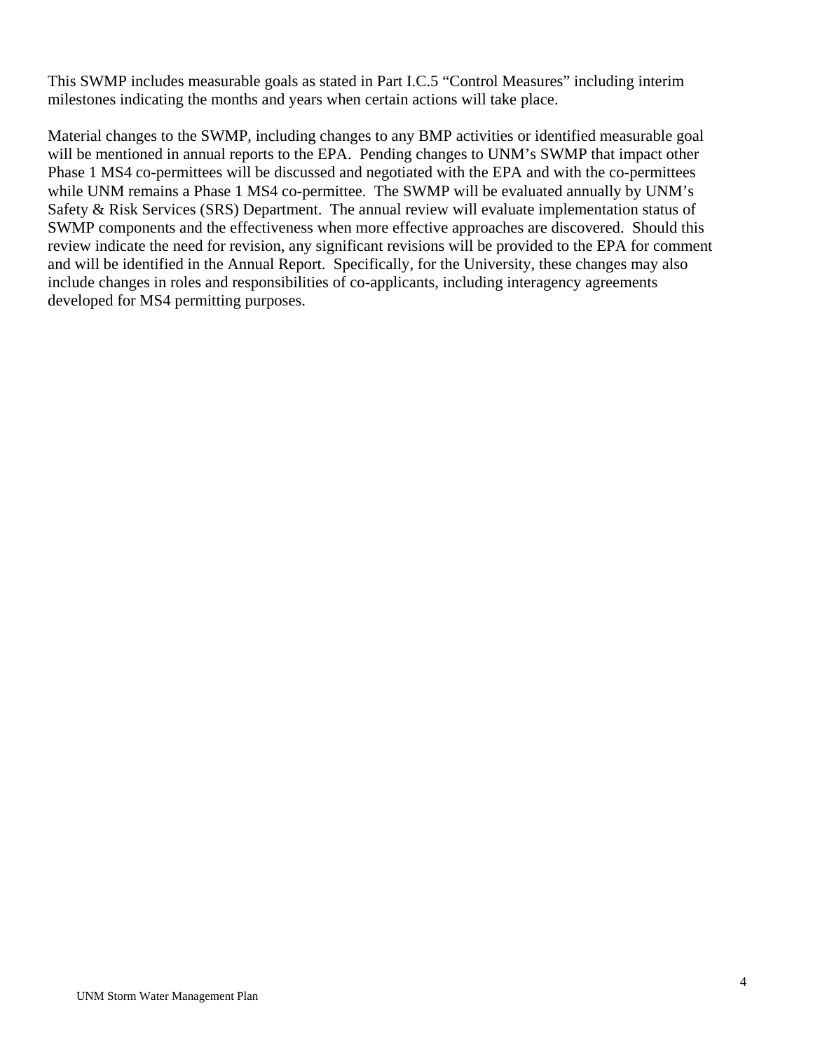This SWMP includes measurable goals as stated in Part I.C.5 "Control Measures" including interim milestones indicating the months and years when certain actions will take place.

Material changes to the SWMP, including changes to any BMP activities or identified measurable goal will be mentioned in annual reports to the EPA. Pending changes to UNM's SWMP that impact other Phase 1 MS4 co-permittees will be discussed and negotiated with the EPA and with the co-permittees while UNM remains a Phase 1 MS4 co-permittee. The SWMP will be evaluated annually by UNM's Safety & Risk Services (SRS) Department. The annual review will evaluate implementation status of SWMP components and the effectiveness when more effective approaches are discovered. Should this review indicate the need for revision, any significant revisions will be provided to the EPA for comment and will be identified in the Annual Report. Specifically, for the University, these changes may also include changes in roles and responsibilities of co-applicants, including interagency agreements developed for MS4 permitting purposes.